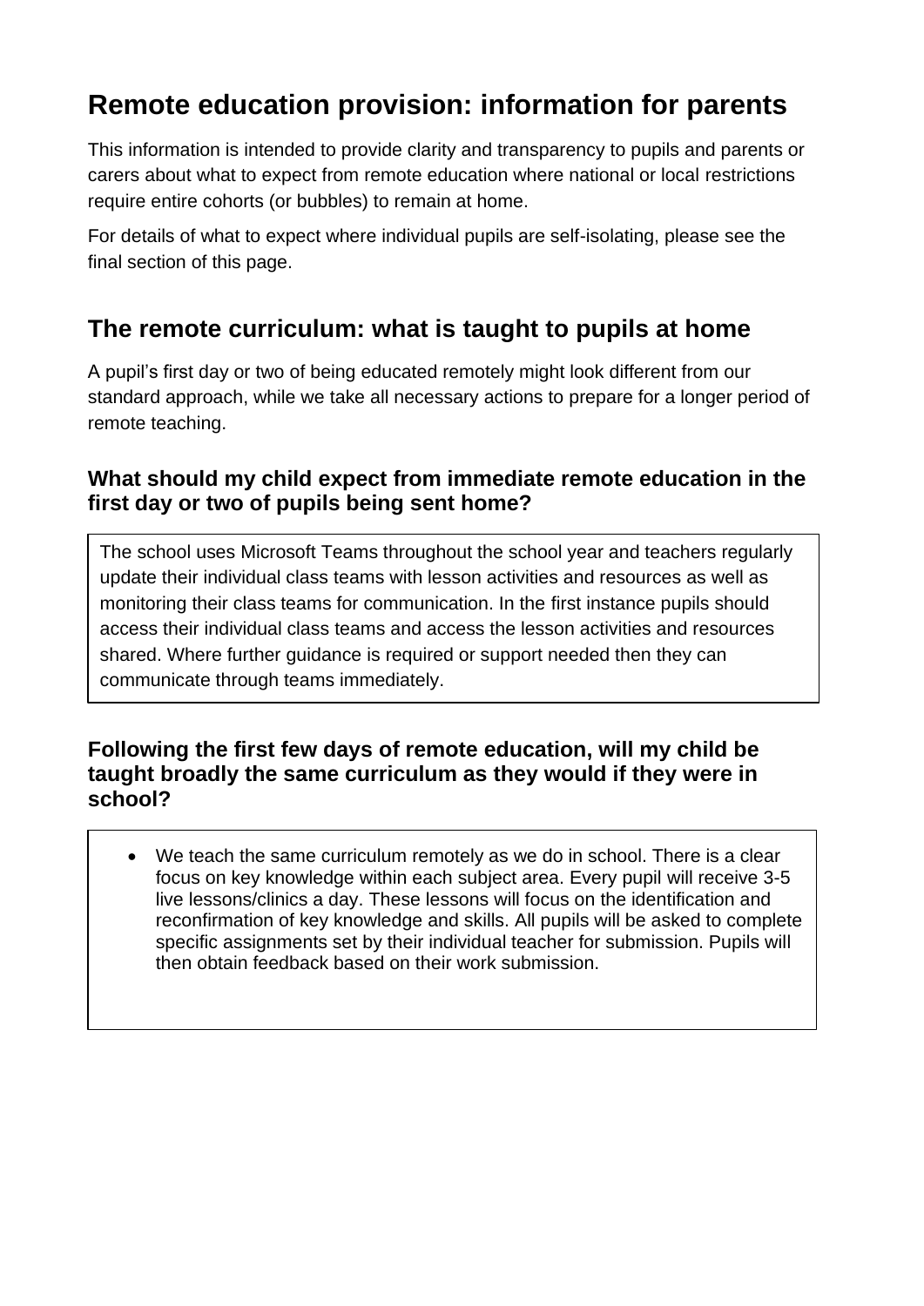# Remote education provision: information for parents

This information is intended to provide clarity and transparency to pupils and parents or carers about what to expect from remote education where national or local restrictions require entire cohorts (or bubbles) to remain at home.

For details of what to expect where individual pupils are self-isolating, please see the final section of this page.

## The remote curriculum: what is taught to pupils at home

A pupil's first day or two of being educated remotely might look different from our standard approach, while we take all necessary actions to prepare for a longer period of remote teaching.

### What should my child expect from immediate remote education in the first day or two of pupils being sent home?

The school uses Microsoft Teams throughout the school year and teachers regularly update their individual class teams with lesson activities and resources as well as monitoring their class teams for communication. In the first instance pupils should access their individual class teams and access the lesson activities and resources shared. Where further guidance is required or support needed then they can communicate through teams immediately.

### Following the first few days of remote education, will my child be taught broadly the same curriculum as they would if they were in school?

- We teach the same curriculum remotely as we do in school. There is a clear focus on key knowledge within each subject area. Every pupil will receive 3-5 live lessons/clinics a day. These lessons will focus on the identification and reconfirmation of key knowledge and skills. All pupils will be asked to complete specific assignments set by their individual teacher for submission. Pupils will then obtain feedback based on their work submission.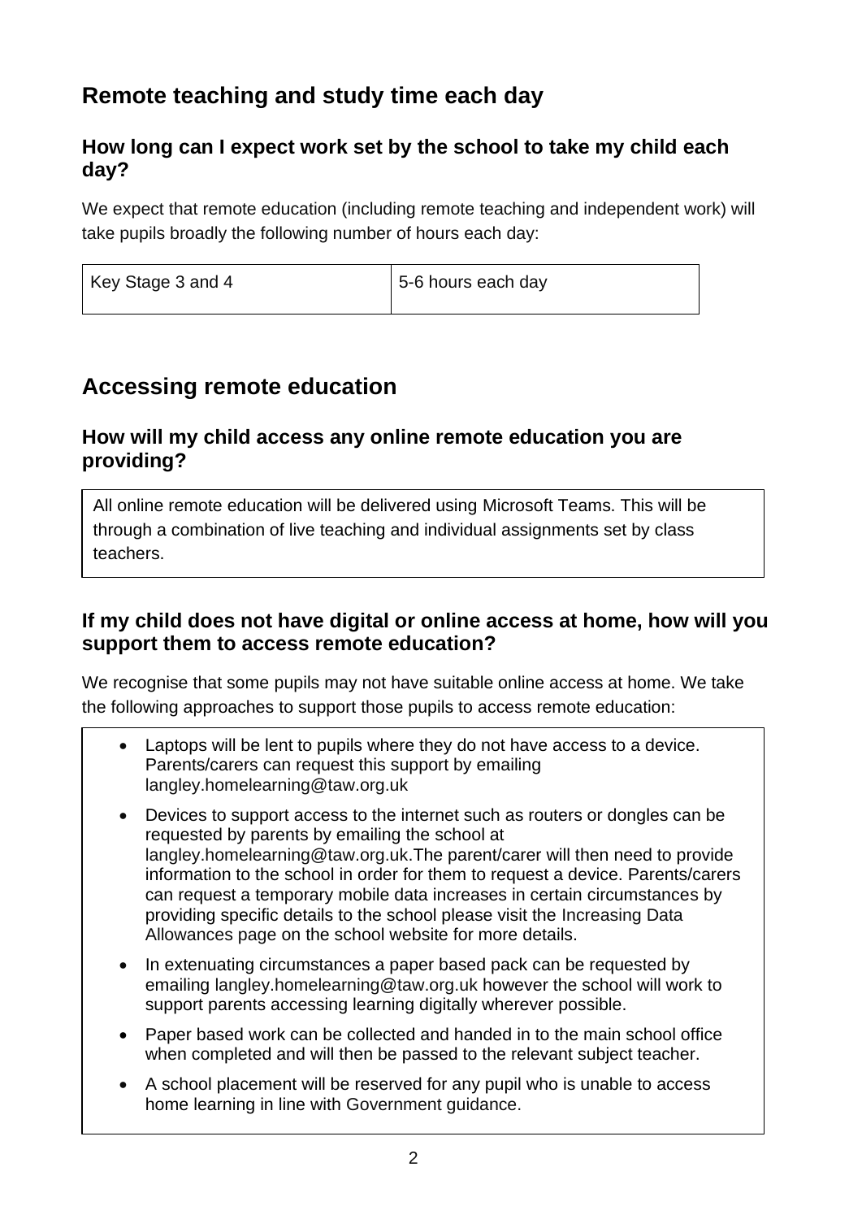## Remote teaching and study time each day

### How long can I expect work set by the school to take my child each day?

We expect that remote education (including remote teaching and independent work) will take pupils broadly the following number of hours each day:

| Key Stage 3 and 4 | 5-6 hours each day |
| --- | --- |

## Accessing remote education

### How will my child access any online remote education you are providing?

All online remote education will be delivered using Microsoft Teams. This will be through a combination of live teaching and individual assignments set by class teachers.

### If my child does not have digital or online access at home, how will you support them to access remote education?

We recognise that some pupils may not have suitable online access at home. We take the following approaches to support those pupils to access remote education:

- Laptops will be lent to pupils where they do not have access to a device. Parents/carers can request this support by emailing langley.homelearning@taw.org.uk
- Devices to support access to the internet such as routers or dongles can be requested by parents by emailing the school at langley.homelearning@taw.org.uk.The parent/carer will then need to provide information to the school in order for them to request a device. Parents/carers can request a temporary mobile data increases in certain circumstances by providing specific details to the school please visit the Increasing Data Allowances page on the school website for more details.
- In extenuating circumstances a paper based pack can be requested by emailing langley.homelearning@taw.org.uk however the school will work to support parents accessing learning digitally wherever possible.
- Paper based work can be collected and handed in to the main school office when completed and will then be passed to the relevant subject teacher.
- A school placement will be reserved for any pupil who is unable to access home learning in line with Government guidance.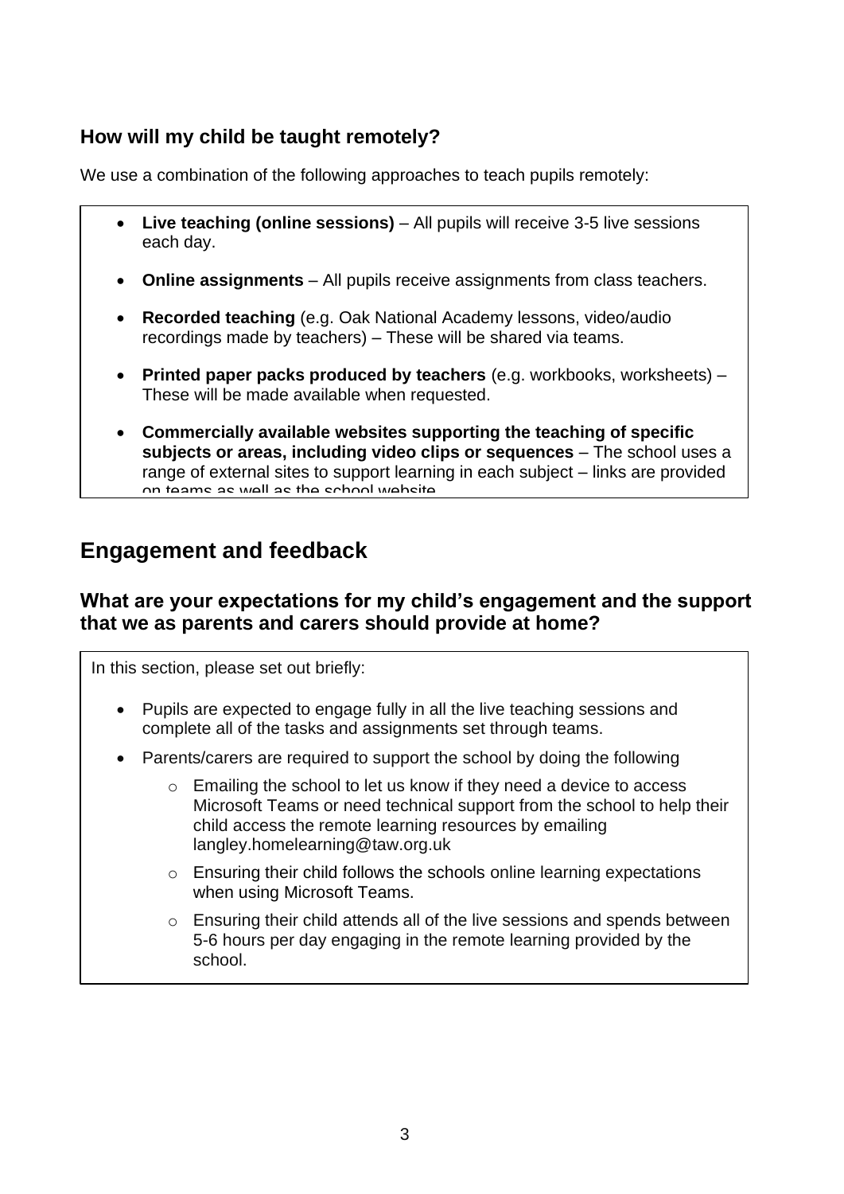### How will my child be taught remotely?

We use a combination of the following approaches to teach pupils remotely:

- **Live teaching (online sessions)** – All pupils will receive 3-5 live sessions each day.
- **Online assignments** – All pupils receive assignments from class teachers.
- **Recorded teaching** (e.g. Oak National Academy lessons, video/audio recordings made by teachers) – These will be shared via teams.
- **Printed paper packs produced by teachers** (e.g. workbooks, worksheets) – These will be made available when requested.
- **Commercially available websites supporting the teaching of specific subjects or areas, including video clips or sequences** – The school uses a range of external sites to support learning in each subject – links are provided on teams as well as the school website

## Engagement and feedback

### What are your expectations for my child's engagement and the support that we as parents and carers should provide at home?

In this section, please set out briefly:

- Pupils are expected to engage fully in all the live teaching sessions and complete all of the tasks and assignments set through teams.
- Parents/carers are required to support the school by doing the following
  - Emailing the school to let us know if they need a device to access Microsoft Teams or need technical support from the school to help their child access the remote learning resources by emailing langley.homelearning@taw.org.uk
  - Ensuring their child follows the schools online learning expectations when using Microsoft Teams.
  - Ensuring their child attends all of the live sessions and spends between 5-6 hours per day engaging in the remote learning provided by the school.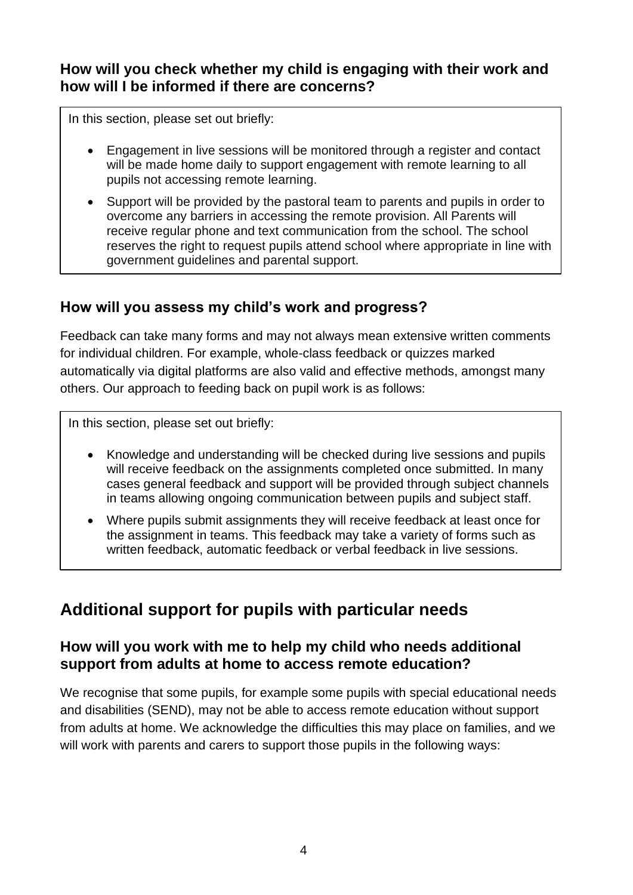### How will you check whether my child is engaging with their work and how will I be informed if there are concerns?

In this section, please set out briefly:

- Engagement in live sessions will be monitored through a register and contact will be made home daily to support engagement with remote learning to all pupils not accessing remote learning.
- Support will be provided by the pastoral team to parents and pupils in order to overcome any barriers in accessing the remote provision. All Parents will receive regular phone and text communication from the school. The school reserves the right to request pupils attend school where appropriate in line with government guidelines and parental support.

### How will you assess my child's work and progress?

Feedback can take many forms and may not always mean extensive written comments for individual children. For example, whole-class feedback or quizzes marked automatically via digital platforms are also valid and effective methods, amongst many others. Our approach to feeding back on pupil work is as follows:

In this section, please set out briefly:

- Knowledge and understanding will be checked during live sessions and pupils will receive feedback on the assignments completed once submitted. In many cases general feedback and support will be provided through subject channels in teams allowing ongoing communication between pupils and subject staff.
- Where pupils submit assignments they will receive feedback at least once for the assignment in teams. This feedback may take a variety of forms such as written feedback, automatic feedback or verbal feedback in live sessions.

## Additional support for pupils with particular needs

### How will you work with me to help my child who needs additional support from adults at home to access remote education?

We recognise that some pupils, for example some pupils with special educational needs and disabilities (SEND), may not be able to access remote education without support from adults at home. We acknowledge the difficulties this may place on families, and we will work with parents and carers to support those pupils in the following ways: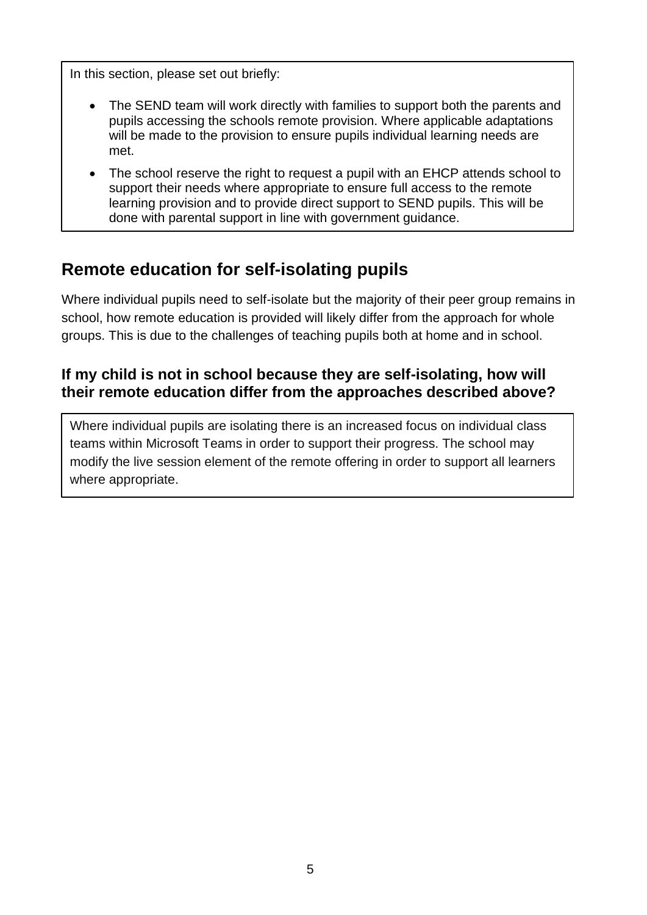In this section, please set out briefly:

- The SEND team will work directly with families to support both the parents and pupils accessing the schools remote provision. Where applicable adaptations will be made to the provision to ensure pupils individual learning needs are met.
- The school reserve the right to request a pupil with an EHCP attends school to support their needs where appropriate to ensure full access to the remote learning provision and to provide direct support to SEND pupils. This will be done with parental support in line with government guidance.

## Remote education for self-isolating pupils

Where individual pupils need to self-isolate but the majority of their peer group remains in school, how remote education is provided will likely differ from the approach for whole groups. This is due to the challenges of teaching pupils both at home and in school.

### If my child is not in school because they are self-isolating, how will their remote education differ from the approaches described above?

Where individual pupils are isolating there is an increased focus on individual class teams within Microsoft Teams in order to support their progress. The school may modify the live session element of the remote offering in order to support all learners where appropriate.